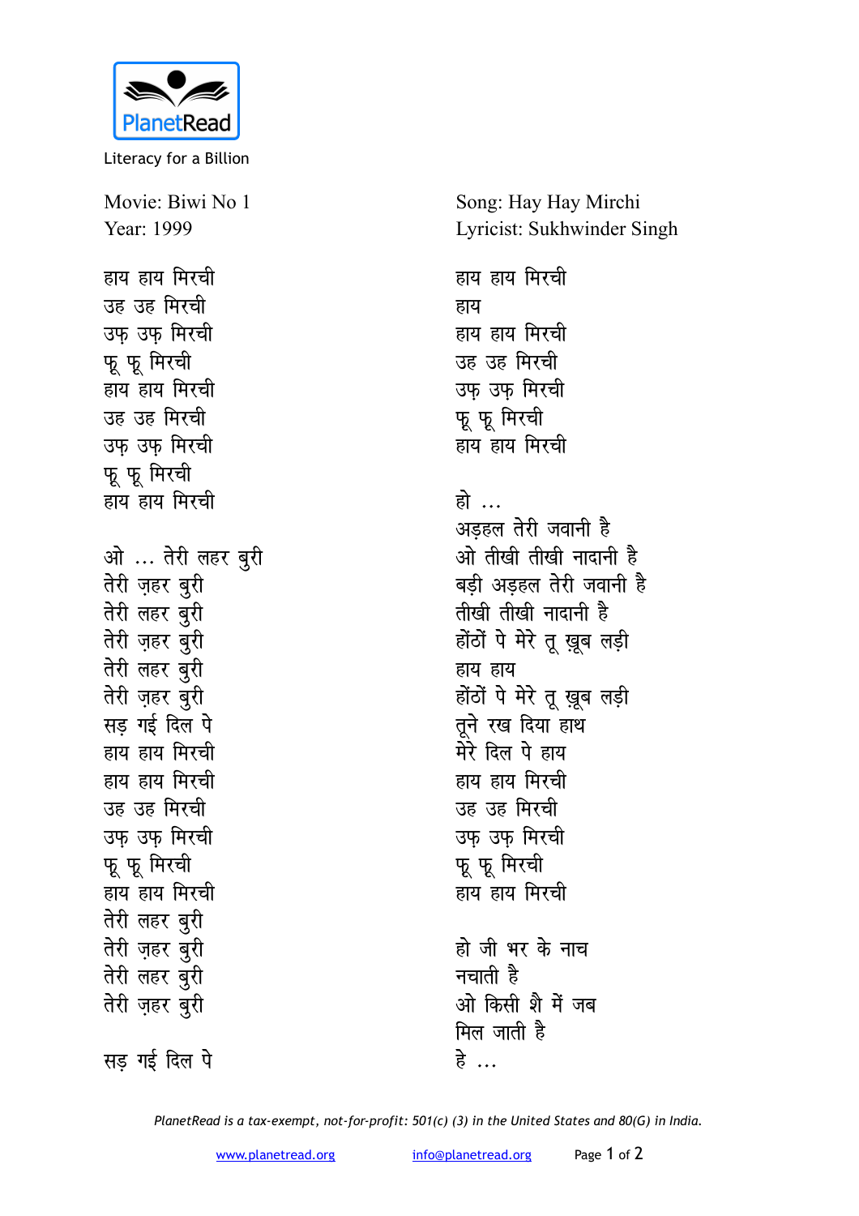PlanetRead

Literacy for a Billion

Movie: Biwi No 1
Year: 1999

Song: Hay Hay Mirchi
Lyricist: Sukhwinder Singh

हाय हाय मिरची
उह उह मिरची
उफ़ उफ़ मिरची
फू फू मिरची
हाय हाय मिरची
उह उह मिरची
उफ़ उफ़ मिरची
फू फू मिरची
हाय हाय मिरची

ओ ... तेरी लहर बुरी
तेरी ज़हर बुरी
तेरी लहर बुरी
तेरी ज़हर बुरी
तेरी लहर बुरी
तेरी ज़हर बुरी
सड़ गई दिल पे
हाय हाय मिरची
हाय हाय मिरची
उह उह मिरची
उफ़ उफ़ मिरची
फू फू मिरची
हाय हाय मिरची
तेरी लहर बुरी
तेरी ज़हर बुरी
तेरी लहर बुरी
तेरी ज़हर बुरी

सड़ गई दिल पे

हाय हाय मिरची
हाय
हाय हाय मिरची
उह उह मिरची
उफ़ उफ़ मिरची
फू फू मिरची
हाय हाय मिरची

हो ...
अड़हल तेरी जवानी है
ओ तीखी तीखी नादानी है
बड़ी अड़हल तेरी जवानी है
तीखी तीखी नादानी है
होंठों पे मेरे तू ख़ूब लड़ी
हाय हाय
होंठों पे मेरे तू ख़ूब लड़ी
तूने रख दिया हाथ
मेरे दिल पे हाय
हाय हाय मिरची
उह उह मिरची
उफ़ उफ़ मिरची
फू फू मिरची
हाय हाय मिरची

हो जी भर के नाच
नचाती है
ओ किसी शै में जब
मिल जाती है
हे ...

*PlanetRead is a tax-exempt, not-for-profit: 501(c) (3) in the United States and 80(G) in India.*

www.planetread.org info@planetread.org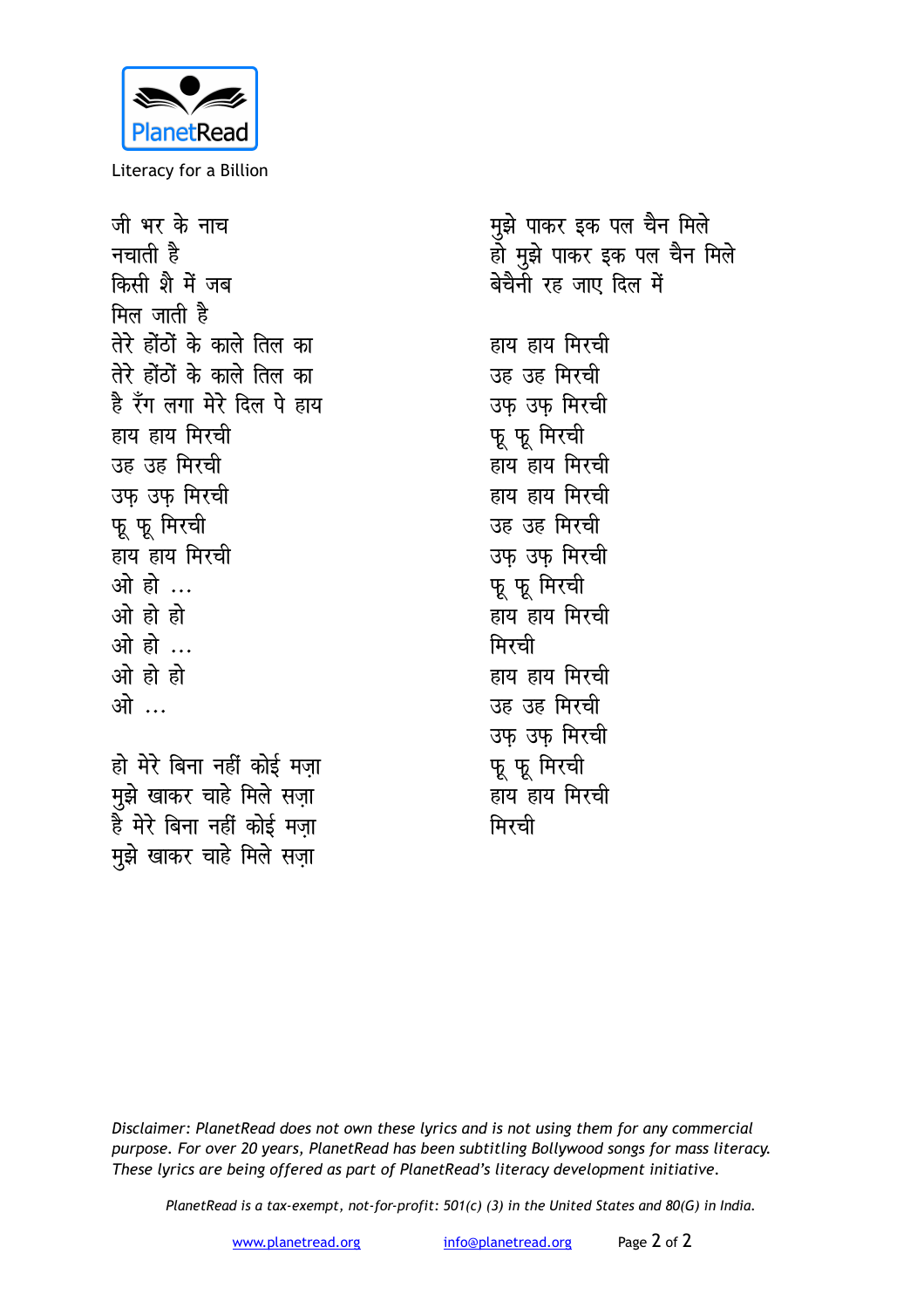जी भर के नाच
नचाती है
किसी शै में जब
मिल जाती है
तेरे होंठों के काले तिल का
तेरे होंठों के काले तिल का
है रँग लगा मेरे दिल पे हाय
हाय हाय मिरची
उह उह मिरची
उफ़ उफ़ मिरची
फू फू मिरची
हाय हाय मिरची
ओ हो ...
ओ हो हो
ओ हो ...
ओ हो हो
ओ ...

हो मेरे बिना नहीं कोई मज़ा
मुझे खाकर चाहे मिले सज़ा
है मेरे बिना नहीं कोई मज़ा
मुझे खाकर चाहे मिले सज़ा

मुझे पाकर इक पल चैन मिले
हो मुझे पाकर इक पल चैन मिले
बेचैनी रह जाए दिल में

हाय हाय मिरची
उह उह मिरची
उफ़ उफ़ मिरची
फू फू मिरची
हाय हाय मिरची
हाय हाय मिरची
उह उह मिरची
उफ़ उफ़ मिरची
फू फू मिरची
हाय हाय मिरची
मिरची
हाय हाय मिरची
उह उह मिरची
उफ़ उफ़ मिरची
फू फू मिरची
हाय हाय मिरची
मिरची

*Disclaimer: PlanetRead does not own these lyrics and is not using them for any commercial purpose. For over 20 years, PlanetRead has been subtitling Bollywood songs for mass literacy. These lyrics are being offered as part of PlanetRead's literacy development initiative.*

*PlanetRead is a tax-exempt, not-for-profit: 501(c) (3) in the United States and 80(G) in India.*

www.planetread.org info@planetread.org